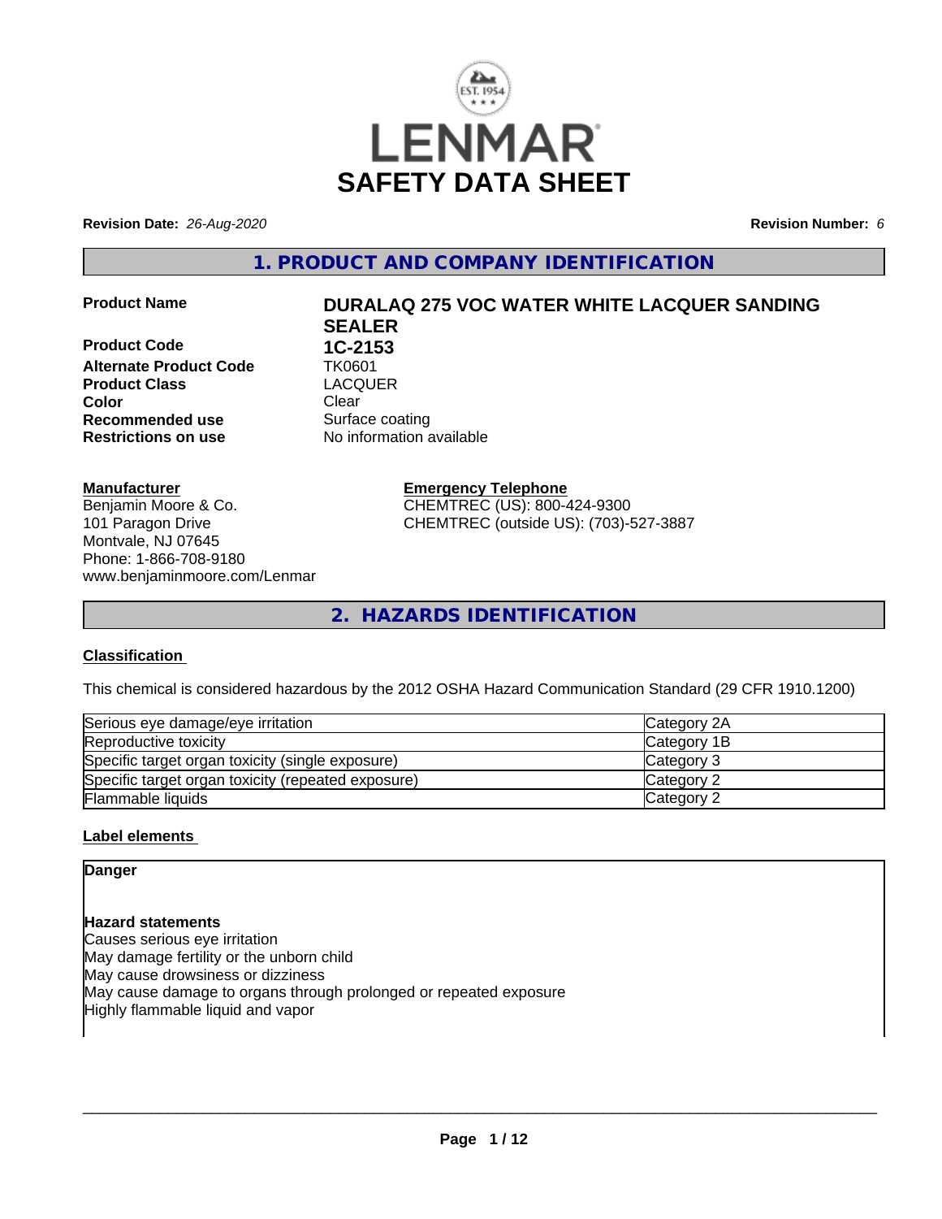# LENMAR SAFETY DATA SHEET

**Revision Date:** *26-Aug-2020* **Revision Number:** *6*

## 1. PRODUCT AND COMPANY IDENTIFICATION

| | |
|---|---|
| **Product Name** | **DURALAQ 275 VOC WATER WHITE LACQUER SANDING SEALER** |
| **Product Code** | **1C-2153** |
| **Alternate Product Code** | TK0601 |
| **Product Class** | LACQUER |
| **Color** | Clear |
| **Recommended use** | Surface coating |
| **Restrictions on use** | No information available |

**Manufacturer**
Benjamin Moore & Co.
101 Paragon Drive
Montvale, NJ 07645
Phone: 1-866-708-9180
www.benjaminmoore.com/Lenmar

**Emergency Telephone**
CHEMTREC (US): 800-424-9300
CHEMTREC (outside US): (703)-527-3887

## 2. HAZARDS IDENTIFICATION

### Classification

This chemical is considered hazardous by the 2012 OSHA Hazard Communication Standard (29 CFR 1910.1200)

| | |
|---|---|
| Serious eye damage/eye irritation | Category 2A |
| Reproductive toxicity | Category 1B |
| Specific target organ toxicity (single exposure) | Category 3 |
| Specific target organ toxicity (repeated exposure) | Category 2 |
| Flammable liquids | Category 2 |

### Label elements

**Danger**

**Hazard statements**
Causes serious eye irritation
May damage fertility or the unborn child
May cause drowsiness or dizziness
May cause damage to organs through prolonged or repeated exposure
Highly flammable liquid and vapor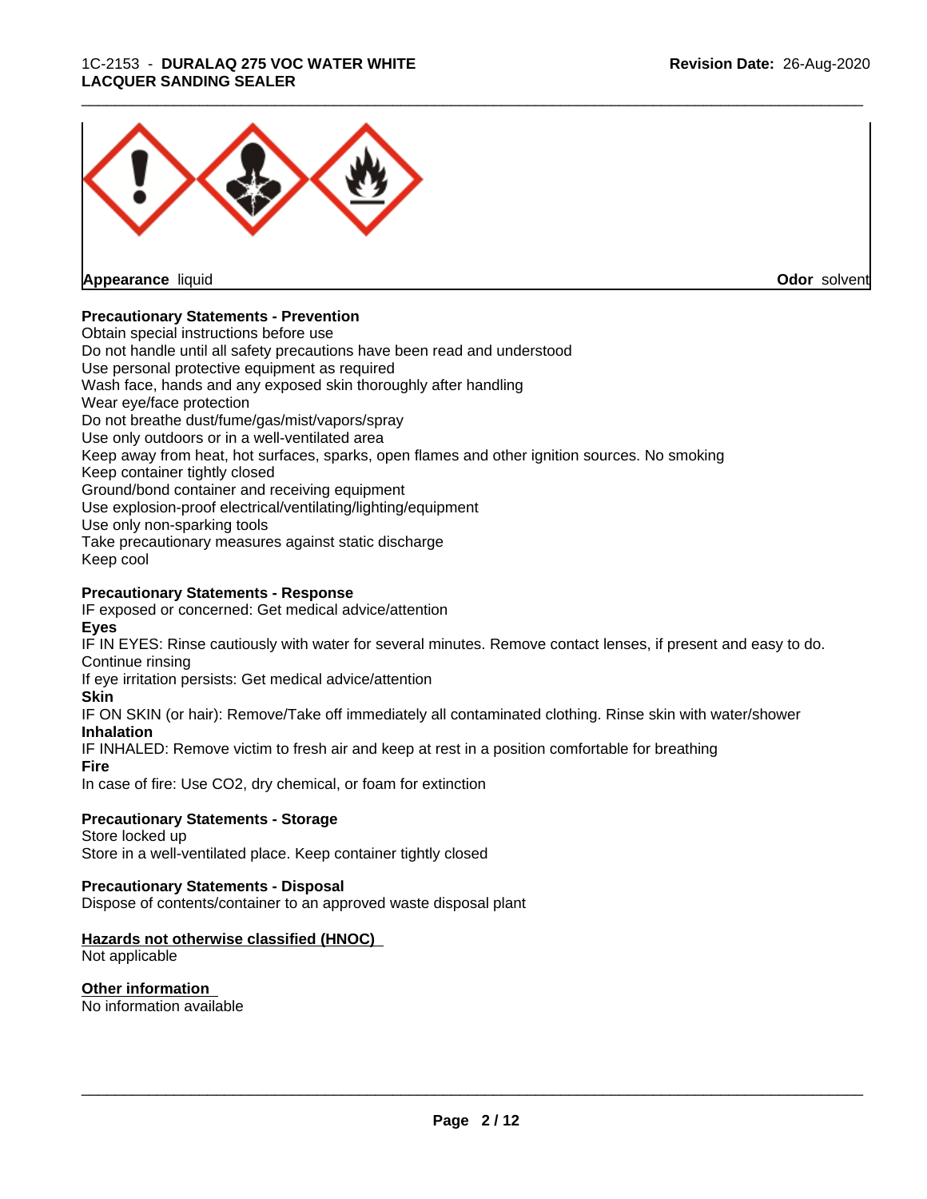**Appearance** liquid **Odor** solvent

**Precautionary Statements - Prevention**

Obtain special instructions before use
Do not handle until all safety precautions have been read and understood
Use personal protective equipment as required
Wash face, hands and any exposed skin thoroughly after handling
Wear eye/face protection
Do not breathe dust/fume/gas/mist/vapors/spray
Use only outdoors or in a well-ventilated area
Keep away from heat, hot surfaces, sparks, open flames and other ignition sources. No smoking
Keep container tightly closed
Ground/bond container and receiving equipment
Use explosion-proof electrical/ventilating/lighting/equipment
Use only non-sparking tools
Take precautionary measures against static discharge
Keep cool

**Precautionary Statements - Response**

IF exposed or concerned: Get medical advice/attention

**Eyes**

IF IN EYES: Rinse cautiously with water for several minutes. Remove contact lenses, if present and easy to do. Continue rinsing
If eye irritation persists: Get medical advice/attention

**Skin**

IF ON SKIN (or hair): Remove/Take off immediately all contaminated clothing. Rinse skin with water/shower

**Inhalation**

IF INHALED: Remove victim to fresh air and keep at rest in a position comfortable for breathing

**Fire**

In case of fire: Use CO2, dry chemical, or foam for extinction

**Precautionary Statements - Storage**

Store locked up
Store in a well-ventilated place. Keep container tightly closed

**Precautionary Statements - Disposal**

Dispose of contents/container to an approved waste disposal plant

**Hazards not otherwise classified (HNOC)**

Not applicable

**Other information**

No information available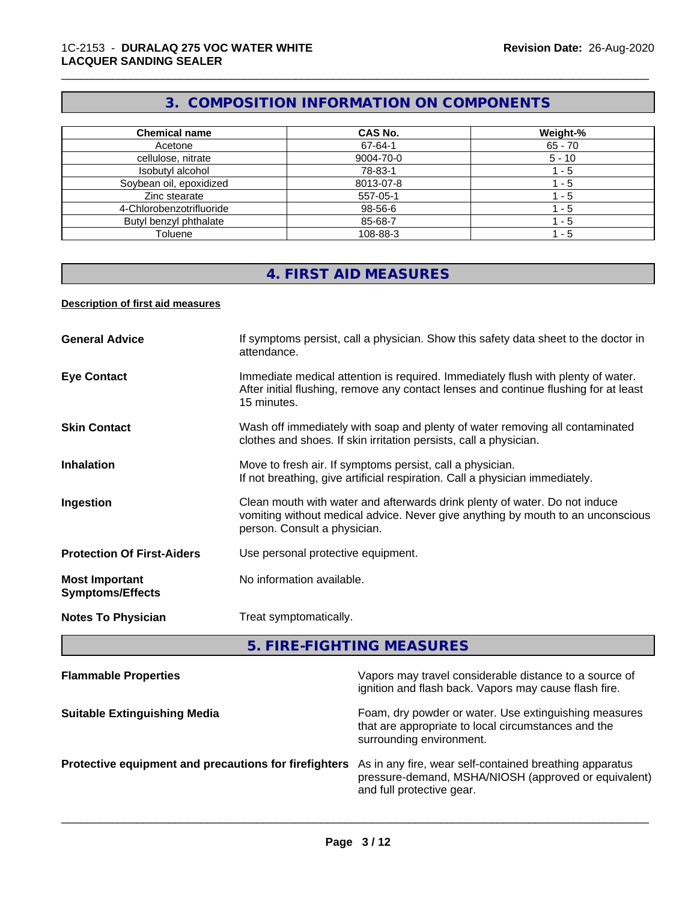## 3. COMPOSITION INFORMATION ON COMPONENTS

| Chemical name | CAS No. | Weight-% |
|---|---|---|
| Acetone | 67-64-1 | 65 - 70 |
| cellulose, nitrate | 9004-70-0 | 5 - 10 |
| Isobutyl alcohol | 78-83-1 | 1 - 5 |
| Soybean oil, epoxidized | 8013-07-8 | 1 - 5 |
| Zinc stearate | 557-05-1 | 1 - 5 |
| 4-Chlorobenzotrifluoride | 98-56-6 | 1 - 5 |
| Butyl benzyl phthalate | 85-68-7 | 1 - 5 |
| Toluene | 108-88-3 | 1 - 5 |

## 4. FIRST AID MEASURES

**Description of first aid measures**

**General Advice** If symptoms persist, call a physician. Show this safety data sheet to the doctor in attendance.

**Eye Contact** Immediate medical attention is required. Immediately flush with plenty of water. After initial flushing, remove any contact lenses and continue flushing for at least 15 minutes.

**Skin Contact** Wash off immediately with soap and plenty of water removing all contaminated clothes and shoes. If skin irritation persists, call a physician.

**Inhalation** Move to fresh air. If symptoms persist, call a physician.
If not breathing, give artificial respiration. Call a physician immediately.

**Ingestion** Clean mouth with water and afterwards drink plenty of water. Do not induce vomiting without medical advice. Never give anything by mouth to an unconscious person. Consult a physician.

**Protection Of First-Aiders** Use personal protective equipment.

**Most Important Symptoms/Effects** No information available.

**Notes To Physician** Treat symptomatically.

## 5. FIRE-FIGHTING MEASURES

**Flammable Properties** Vapors may travel considerable distance to a source of ignition and flash back. Vapors may cause flash fire.

**Suitable Extinguishing Media** Foam, dry powder or water. Use extinguishing measures that are appropriate to local circumstances and the surrounding environment.

**Protective equipment and precautions for firefighters** As in any fire, wear self-contained breathing apparatus pressure-demand, MSHA/NIOSH (approved or equivalent) and full protective gear.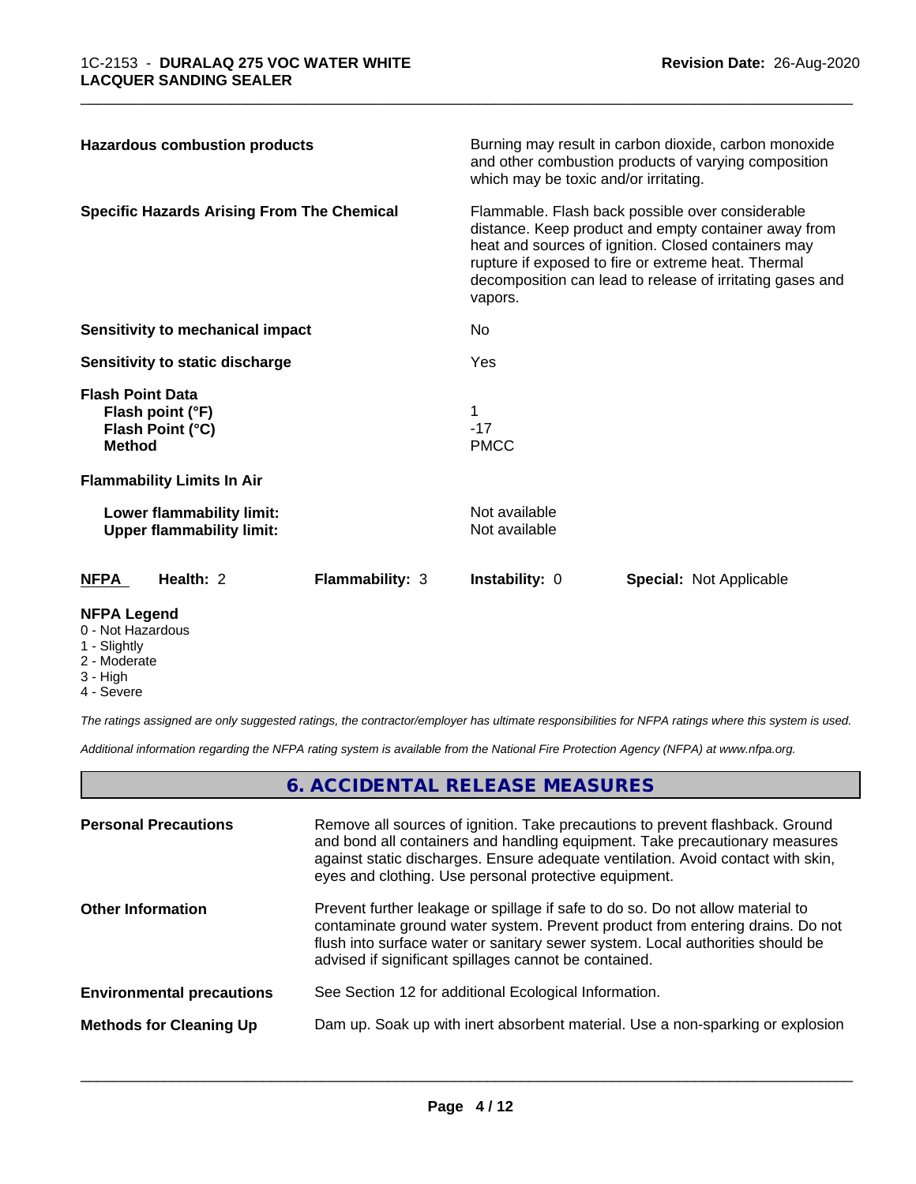| | |
|---|---|
| **Hazardous combustion products** | Burning may result in carbon dioxide, carbon monoxide and other combustion products of varying composition which may be toxic and/or irritating. |
| **Specific Hazards Arising From The Chemical** | Flammable. Flash back possible over considerable distance. Keep product and empty container away from heat and sources of ignition. Closed containers may rupture if exposed to fire or extreme heat. Thermal decomposition can lead to release of irritating gases and vapors. |
| **Sensitivity to mechanical impact** | No |
| **Sensitivity to static discharge** | Yes |

**Flash Point Data**

| | |
|---|---|
| **Flash point (°F)** | 1 |
| **Flash Point (°C)** | -17 |
| **Method** | PMCC |

**Flammability Limits In Air**

| | |
|---|---|
| **Lower flammability limit:** | Not available |
| **Upper flammability limit:** | Not available |

| **NFPA** | **Health:** 2 | **Flammability:** 3 | **Instability:** 0 | **Special:** Not Applicable |
|---|---|---|---|---|

**NFPA Legend**
- 0 - Not Hazardous
- 1 - Slightly
- 2 - Moderate
- 3 - High
- 4 - Severe

*The ratings assigned are only suggested ratings, the contractor/employer has ultimate responsibilities for NFPA ratings where this system is used.*

*Additional information regarding the NFPA rating system is available from the National Fire Protection Agency (NFPA) at www.nfpa.org.*

## 6. ACCIDENTAL RELEASE MEASURES

| | |
|---|---|
| **Personal Precautions** | Remove all sources of ignition. Take precautions to prevent flashback. Ground and bond all containers and handling equipment. Take precautionary measures against static discharges. Ensure adequate ventilation. Avoid contact with skin, eyes and clothing. Use personal protective equipment. |
| **Other Information** | Prevent further leakage or spillage if safe to do so. Do not allow material to contaminate ground water system. Prevent product from entering drains. Do not flush into surface water or sanitary sewer system. Local authorities should be advised if significant spillages cannot be contained. |
| **Environmental precautions** | See Section 12 for additional Ecological Information. |
| **Methods for Cleaning Up** | Dam up. Soak up with inert absorbent material. Use a non-sparking or explosion |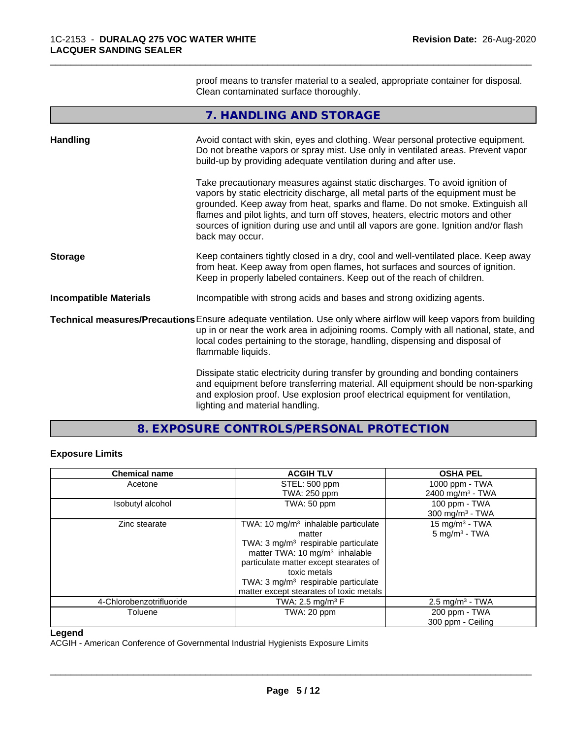proof means to transfer material to a sealed, appropriate container for disposal. Clean contaminated surface thoroughly.

## 7. HANDLING AND STORAGE

**Handling**

Avoid contact with skin, eyes and clothing. Wear personal protective equipment. Do not breathe vapors or spray mist. Use only in ventilated areas. Prevent vapor build-up by providing adequate ventilation during and after use.

Take precautionary measures against static discharges. To avoid ignition of vapors by static electricity discharge, all metal parts of the equipment must be grounded. Keep away from heat, sparks and flame. Do not smoke. Extinguish all flames and pilot lights, and turn off stoves, heaters, electric motors and other sources of ignition during use and until all vapors are gone. Ignition and/or flash back may occur.

**Storage**

Keep containers tightly closed in a dry, cool and well-ventilated place. Keep away from heat. Keep away from open flames, hot surfaces and sources of ignition. Keep in properly labeled containers. Keep out of the reach of children.

**Incompatible Materials**

Incompatible with strong acids and bases and strong oxidizing agents.

**Technical measures/Precautions**

Ensure adequate ventilation. Use only where airflow will keep vapors from building up in or near the work area in adjoining rooms. Comply with all national, state, and local codes pertaining to the storage, handling, dispensing and disposal of flammable liquids.

Dissipate static electricity during transfer by grounding and bonding containers and equipment before transferring material. All equipment should be non-sparking and explosion proof. Use explosion proof electrical equipment for ventilation, lighting and material handling.

## 8. EXPOSURE CONTROLS/PERSONAL PROTECTION

### Exposure Limits

| Chemical name | ACGIH TLV | OSHA PEL |
|---|---|---|
| Acetone | STEL: 500 ppm<br>TWA: 250 ppm | 1000 ppm - TWA<br>2400 mg/m³ - TWA |
| Isobutyl alcohol | TWA: 50 ppm | 100 ppm - TWA<br>300 mg/m³ - TWA |
| Zinc stearate | TWA: 10 mg/m³ inhalable particulate matter<br>TWA: 3 mg/m³ respirable particulate matter TWA: 10 mg/m³ inhalable particulate matter except stearates of toxic metals<br>TWA: 3 mg/m³ respirable particulate matter except stearates of toxic metals | 15 mg/m³ - TWA<br>5 mg/m³ - TWA |
| 4-Chlorobenzotrifluoride | TWA: 2.5 mg/m³ F | 2.5 mg/m³ - TWA |
| Toluene | TWA: 20 ppm | 200 ppm - TWA<br>300 ppm - Ceiling |

**Legend**

ACGIH - American Conference of Governmental Industrial Hygienists Exposure Limits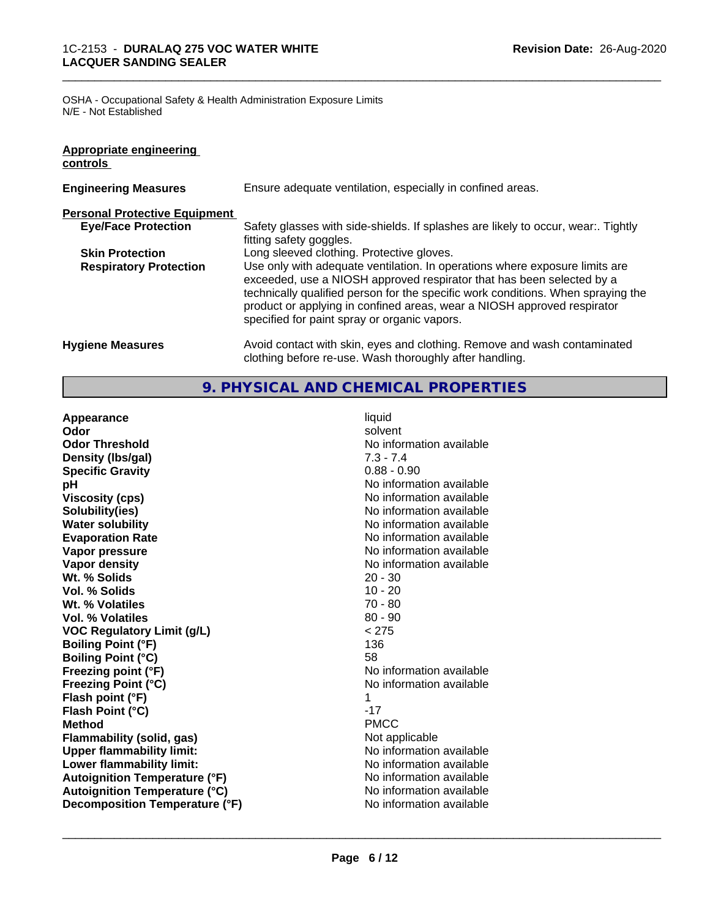OSHA - Occupational Safety & Health Administration Exposure Limits
N/E - Not Established

**Appropriate engineering controls**

| | |
|---|---|
| **Engineering Measures** | Ensure adequate ventilation, especially in confined areas. |

**Personal Protective Equipment**

| | |
|---|---|
| **Eye/Face Protection** | Safety glasses with side-shields. If splashes are likely to occur, wear:. Tightly fitting safety goggles. |
| **Skin Protection** | Long sleeved clothing. Protective gloves. |
| **Respiratory Protection** | Use only with adequate ventilation. In operations where exposure limits are exceeded, use a NIOSH approved respirator that has been selected by a technically qualified person for the specific work conditions. When spraying the product or applying in confined areas, wear a NIOSH approved respirator specified for paint spray or organic vapors. |
| **Hygiene Measures** | Avoid contact with skin, eyes and clothing. Remove and wash contaminated clothing before re-use. Wash thoroughly after handling. |

## 9. PHYSICAL AND CHEMICAL PROPERTIES

| | |
|---|---|
| **Appearance** | liquid |
| **Odor** | solvent |
| **Odor Threshold** | No information available |
| **Density (lbs/gal)** | 7.3 - 7.4 |
| **Specific Gravity** | 0.88 - 0.90 |
| **pH** | No information available |
| **Viscosity (cps)** | No information available |
| **Solubility(ies)** | No information available |
| **Water solubility** | No information available |
| **Evaporation Rate** | No information available |
| **Vapor pressure** | No information available |
| **Vapor density** | No information available |
| **Wt. % Solids** | 20 - 30 |
| **Vol. % Solids** | 10 - 20 |
| **Wt. % Volatiles** | 70 - 80 |
| **Vol. % Volatiles** | 80 - 90 |
| **VOC Regulatory Limit (g/L)** | < 275 |
| **Boiling Point (°F)** | 136 |
| **Boiling Point (°C)** | 58 |
| **Freezing point (°F)** | No information available |
| **Freezing Point (°C)** | No information available |
| **Flash point (°F)** | 1 |
| **Flash Point (°C)** | -17 |
| **Method** | PMCC |
| **Flammability (solid, gas)** | Not applicable |
| **Upper flammability limit:** | No information available |
| **Lower flammability limit:** | No information available |
| **Autoignition Temperature (°F)** | No information available |
| **Autoignition Temperature (°C)** | No information available |
| **Decomposition Temperature (°F)** | No information available |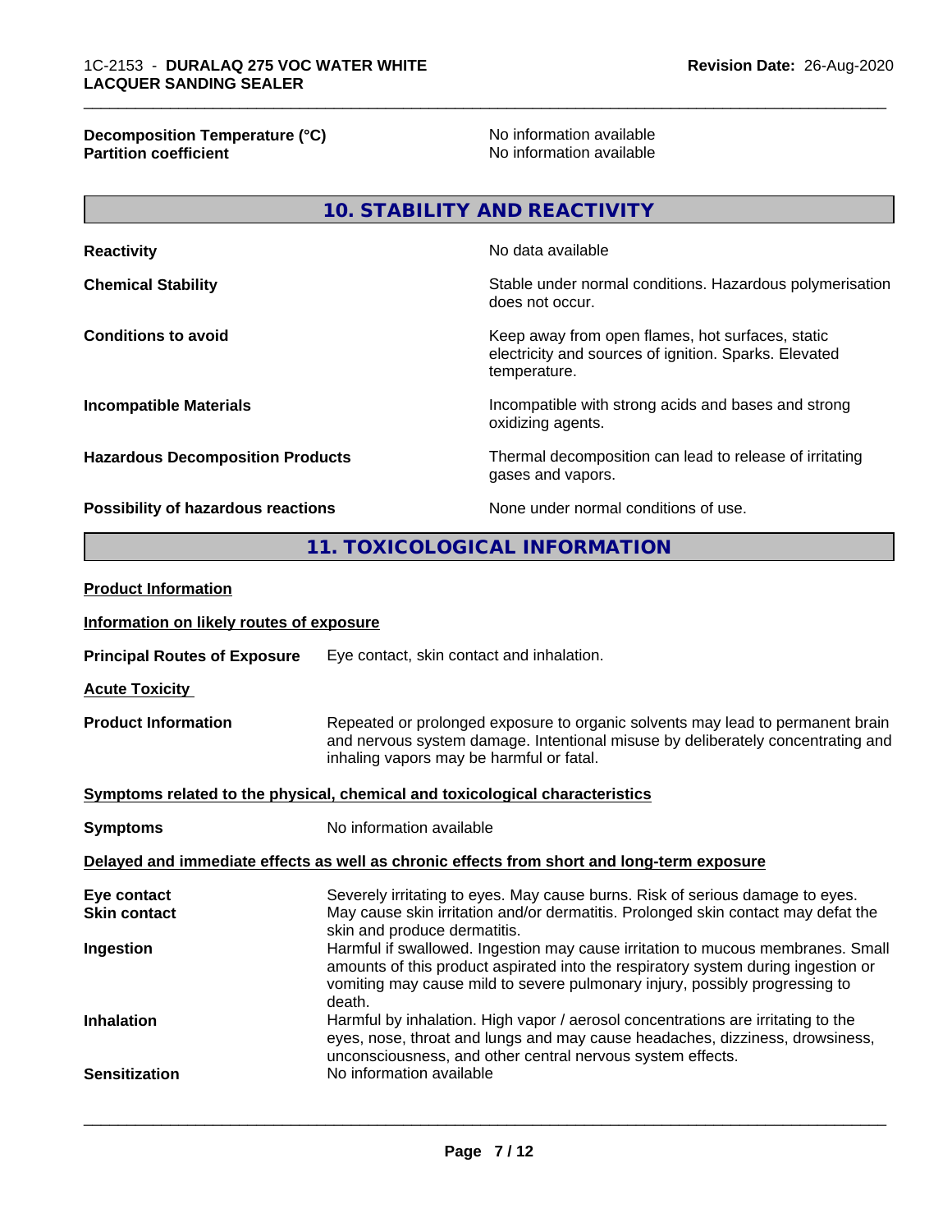| | |
|---|---|
| **Decomposition Temperature (°C)** | No information available |
| **Partition coefficient** | No information available |

## 10. STABILITY AND REACTIVITY

| | |
|---|---|
| **Reactivity** | No data available |
| **Chemical Stability** | Stable under normal conditions. Hazardous polymerisation does not occur. |
| **Conditions to avoid** | Keep away from open flames, hot surfaces, static electricity and sources of ignition. Sparks. Elevated temperature. |
| **Incompatible Materials** | Incompatible with strong acids and bases and strong oxidizing agents. |
| **Hazardous Decomposition Products** | Thermal decomposition can lead to release of irritating gases and vapors. |
| **Possibility of hazardous reactions** | None under normal conditions of use. |

## 11. TOXICOLOGICAL INFORMATION

**Product Information**

**Information on likely routes of exposure**

**Principal Routes of Exposure** Eye contact, skin contact and inhalation.

**Acute Toxicity**

**Product Information** Repeated or prolonged exposure to organic solvents may lead to permanent brain and nervous system damage. Intentional misuse by deliberately concentrating and inhaling vapors may be harmful or fatal.

**Symptoms related to the physical, chemical and toxicological characteristics**

**Symptoms** No information available

**Delayed and immediate effects as well as chronic effects from short and long-term exposure**

| | |
|---|---|
| **Eye contact** | Severely irritating to eyes. May cause burns. Risk of serious damage to eyes. |
| **Skin contact** | May cause skin irritation and/or dermatitis. Prolonged skin contact may defat the skin and produce dermatitis. |
| **Ingestion** | Harmful if swallowed. Ingestion may cause irritation to mucous membranes. Small amounts of this product aspirated into the respiratory system during ingestion or vomiting may cause mild to severe pulmonary injury, possibly progressing to death. |
| **Inhalation** | Harmful by inhalation. High vapor / aerosol concentrations are irritating to the eyes, nose, throat and lungs and may cause headaches, dizziness, drowsiness, unconsciousness, and other central nervous system effects. |
| **Sensitization** | No information available |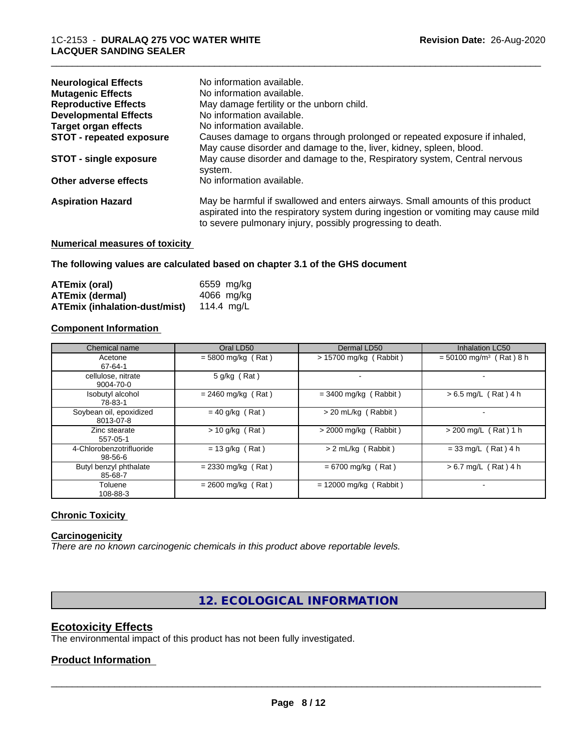| | |
|---|---|
| **Neurological Effects** | No information available. |
| **Mutagenic Effects** | No information available. |
| **Reproductive Effects** | May damage fertility or the unborn child. |
| **Developmental Effects** | No information available. |
| **Target organ effects** | No information available. |
| **STOT - repeated exposure** | Causes damage to organs through prolonged or repeated exposure if inhaled, May cause disorder and damage to the, liver, kidney, spleen, blood. |
| **STOT - single exposure** | May cause disorder and damage to the, Respiratory system, Central nervous system. |
| **Other adverse effects** | No information available. |
| **Aspiration Hazard** | May be harmful if swallowed and enters airways. Small amounts of this product aspirated into the respiratory system during ingestion or vomiting may cause mild to severe pulmonary injury, possibly progressing to death. |

**Numerical measures of toxicity**

**The following values are calculated based on chapter 3.1 of the GHS document**

| | |
|---|---|
| **ATEmix (oral)** | 6559 mg/kg |
| **ATEmix (dermal)** | 4066 mg/kg |
| **ATEmix (inhalation-dust/mist)** | 114.4 mg/L |

**Component Information**

| Chemical name | Oral LD50 | Dermal LD50 | Inhalation LC50 |
|---|---|---|---|
| Acetone<br>67-64-1 | = 5800 mg/kg ( Rat ) | > 15700 mg/kg ( Rabbit ) | = 50100 mg/m³ ( Rat ) 8 h |
| cellulose, nitrate<br>9004-70-0 | 5 g/kg ( Rat ) | - | - |
| Isobutyl alcohol<br>78-83-1 | = 2460 mg/kg ( Rat ) | = 3400 mg/kg ( Rabbit ) | > 6.5 mg/L ( Rat ) 4 h |
| Soybean oil, epoxidized<br>8013-07-8 | = 40 g/kg ( Rat ) | > 20 mL/kg ( Rabbit ) | - |
| Zinc stearate<br>557-05-1 | > 10 g/kg ( Rat ) | > 2000 mg/kg ( Rabbit ) | > 200 mg/L ( Rat ) 1 h |
| 4-Chlorobenzotrifluoride<br>98-56-6 | = 13 g/kg ( Rat ) | > 2 mL/kg ( Rabbit ) | = 33 mg/L ( Rat ) 4 h |
| Butyl benzyl phthalate<br>85-68-7 | = 2330 mg/kg ( Rat ) | = 6700 mg/kg ( Rat ) | > 6.7 mg/L ( Rat ) 4 h |
| Toluene<br>108-88-3 | = 2600 mg/kg ( Rat ) | = 12000 mg/kg ( Rabbit ) | - |

**Chronic Toxicity**

**Carcinogenicity**

*There are no known carcinogenic chemicals in this product above reportable levels.*

## 12. ECOLOGICAL INFORMATION

### Ecotoxicity Effects

The environmental impact of this product has not been fully investigated.

### Product Information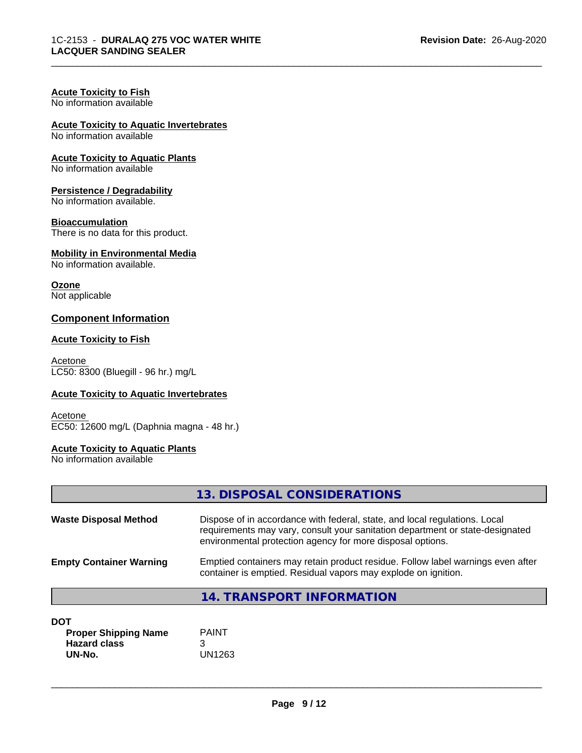#### Acute Toxicity to Fish
No information available

#### Acute Toxicity to Aquatic Invertebrates
No information available

#### Acute Toxicity to Aquatic Plants
No information available

#### Persistence / Degradability
No information available.

#### Bioaccumulation
There is no data for this product.

#### Mobility in Environmental Media
No information available.

#### Ozone
Not applicable

### Component Information

#### Acute Toxicity to Fish

Acetone
LC50: 8300 (Bluegill - 96 hr.) mg/L

#### Acute Toxicity to Aquatic Invertebrates

Acetone
EC50: 12600 mg/L (Daphnia magna - 48 hr.)

#### Acute Toxicity to Aquatic Plants
No information available

## 13. DISPOSAL CONSIDERATIONS

| | |
|---|---|
| **Waste Disposal Method** | Dispose of in accordance with federal, state, and local regulations. Local requirements may vary, consult your sanitation department or state-designated environmental protection agency for more disposal options. |
| **Empty Container Warning** | Emptied containers may retain product residue. Follow label warnings even after container is emptied. Residual vapors may explode on ignition. |

## 14. TRANSPORT INFORMATION

**DOT**

| | |
|---|---|
| **Proper Shipping Name** | PAINT |
| **Hazard class** | 3 |
| **UN-No.** | UN1263 |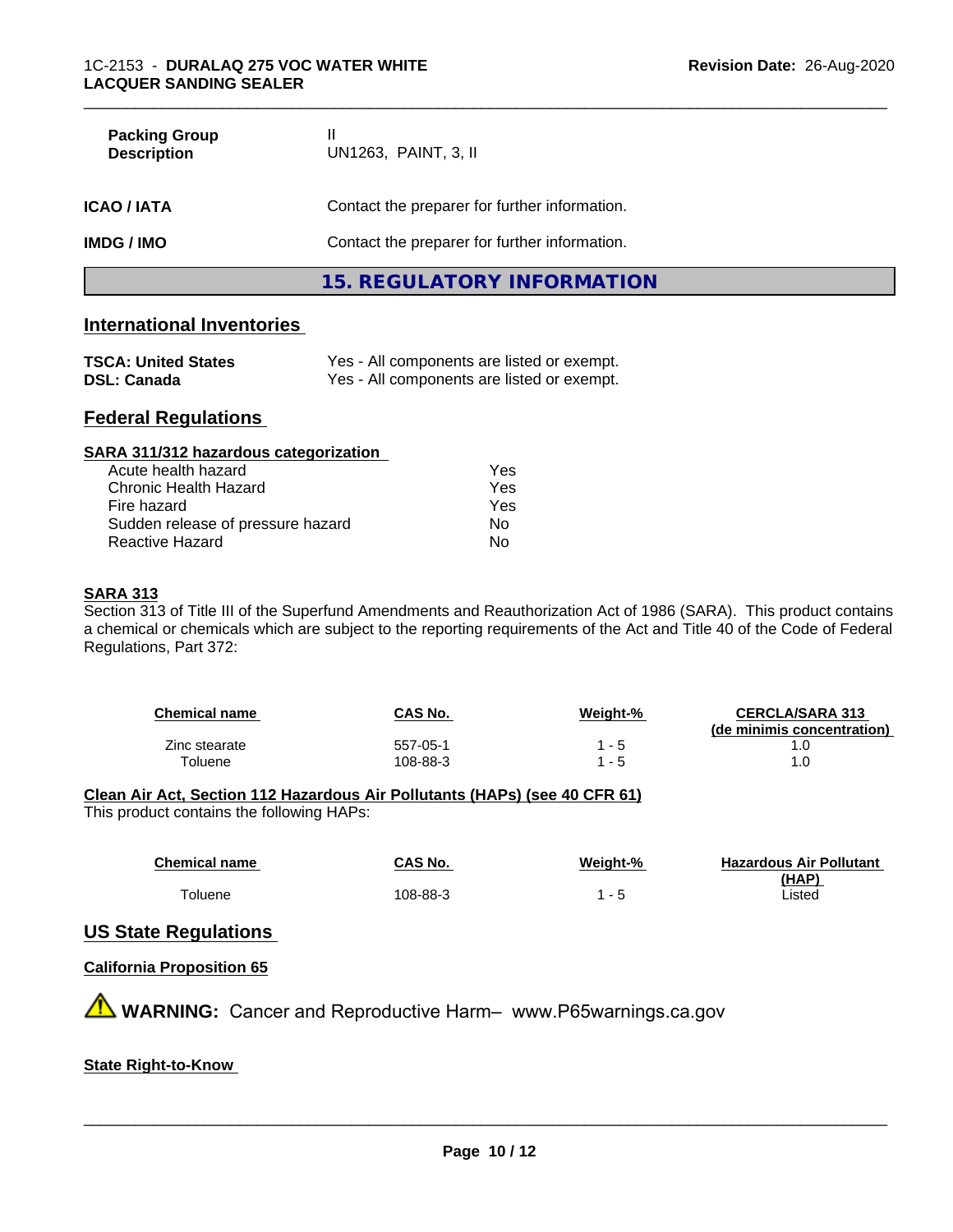| | |
|---|---|
| **Packing Group** | II |
| **Description** | UN1263, PAINT, 3, II |

| | |
|---|---|
| **ICAO / IATA** | Contact the preparer for further information. |
| **IMDG / IMO** | Contact the preparer for further information. |

## 15. REGULATORY INFORMATION

### International Inventories

| | |
|---|---|
| **TSCA: United States** | Yes - All components are listed or exempt. |
| **DSL: Canada** | Yes - All components are listed or exempt. |

### Federal Regulations

**SARA 311/312 hazardous categorization**

| | |
|---|---|
| Acute health hazard | Yes |
| Chronic Health Hazard | Yes |
| Fire hazard | Yes |
| Sudden release of pressure hazard | No |
| Reactive Hazard | No |

**SARA 313**

Section 313 of Title III of the Superfund Amendments and Reauthorization Act of 1986 (SARA). This product contains a chemical or chemicals which are subject to the reporting requirements of the Act and Title 40 of the Code of Federal Regulations, Part 372:

| Chemical name | CAS No. | Weight-% | CERCLA/SARA 313 (de minimis concentration) |
|---|---|---|---|
| Zinc stearate | 557-05-1 | 1 - 5 | 1.0 |
| Toluene | 108-88-3 | 1 - 5 | 1.0 |

**Clean Air Act, Section 112 Hazardous Air Pollutants (HAPs) (see 40 CFR 61)**

This product contains the following HAPs:

| Chemical name | CAS No. | Weight-% | Hazardous Air Pollutant (HAP) |
|---|---|---|---|
| Toluene | 108-88-3 | 1 - 5 | Listed |

### US State Regulations

**California Proposition 65**

**WARNING:** Cancer and Reproductive Harm– www.P65warnings.ca.gov

**State Right-to-Know**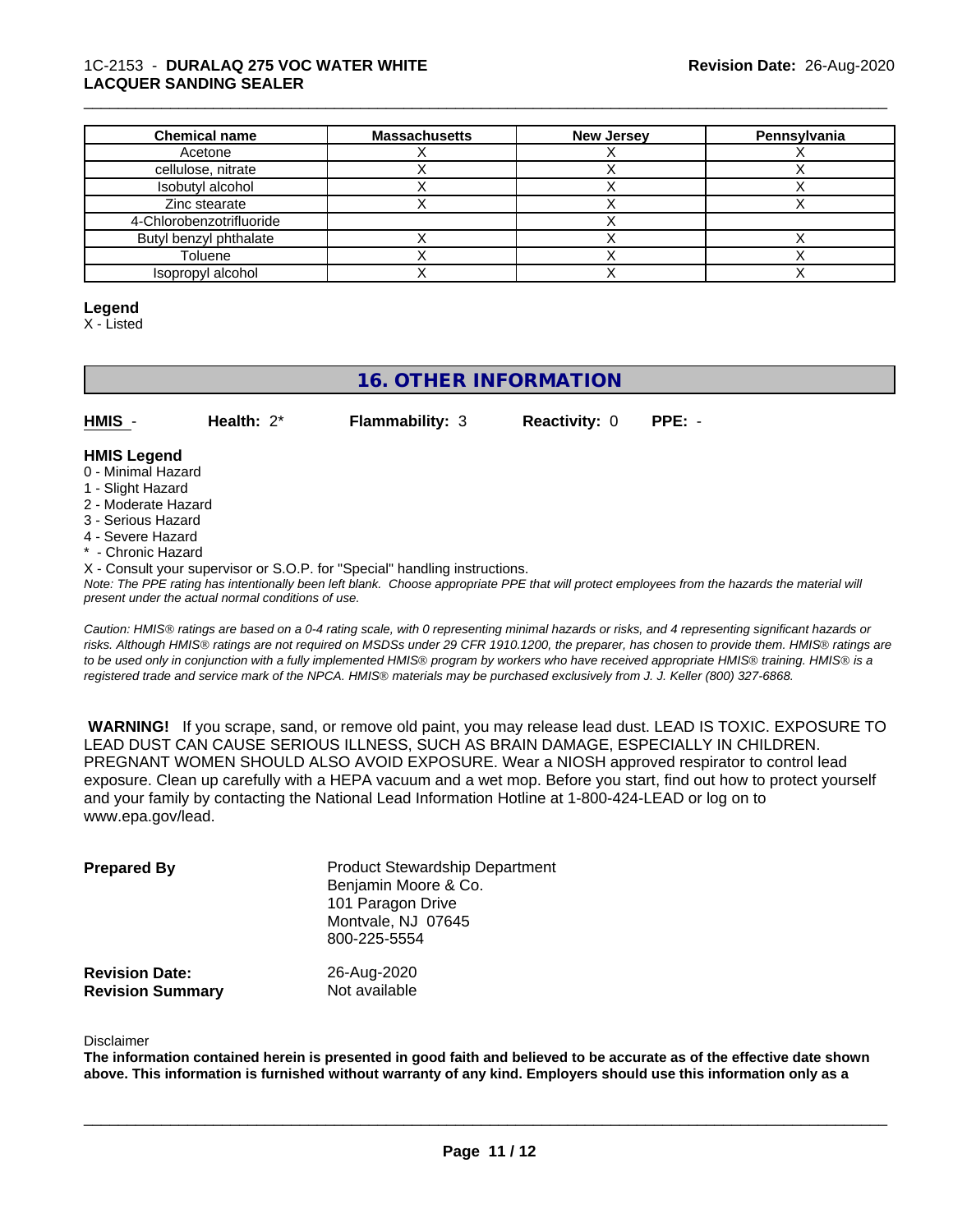| Chemical name | Massachusetts | New Jersey | Pennsylvania |
| --- | --- | --- | --- |
| Acetone | X | X | X |
| cellulose, nitrate | X | X | X |
| Isobutyl alcohol | X | X | X |
| Zinc stearate | X | X | X |
| 4-Chlorobenzotrifluoride | | X | |
| Butyl benzyl phthalate | X | X | X |
| Toluene | X | X | X |
| Isopropyl alcohol | X | X | X |

**Legend**

X - Listed

## 16. OTHER INFORMATION

**HMIS** - **Health:** 2* **Flammability:** 3 **Reactivity:** 0 **PPE:** -

**HMIS Legend**

0 - Minimal Hazard
1 - Slight Hazard
2 - Moderate Hazard
3 - Serious Hazard
4 - Severe Hazard
* - Chronic Hazard
X - Consult your supervisor or S.O.P. for "Special" handling instructions.

*Note: The PPE rating has intentionally been left blank. Choose appropriate PPE that will protect employees from the hazards the material will present under the actual normal conditions of use.*

*Caution: HMIS® ratings are based on a 0-4 rating scale, with 0 representing minimal hazards or risks, and 4 representing significant hazards or risks. Although HMIS® ratings are not required on MSDSs under 29 CFR 1910.1200, the preparer, has chosen to provide them. HMIS® ratings are to be used only in conjunction with a fully implemented HMIS® program by workers who have received appropriate HMIS® training. HMIS® is a registered trade and service mark of the NPCA. HMIS® materials may be purchased exclusively from J. J. Keller (800) 327-6868.*

**WARNING!** If you scrape, sand, or remove old paint, you may release lead dust. LEAD IS TOXIC. EXPOSURE TO LEAD DUST CAN CAUSE SERIOUS ILLNESS, SUCH AS BRAIN DAMAGE, ESPECIALLY IN CHILDREN. PREGNANT WOMEN SHOULD ALSO AVOID EXPOSURE. Wear a NIOSH approved respirator to control lead exposure. Clean up carefully with a HEPA vacuum and a wet mop. Before you start, find out how to protect yourself and your family by contacting the National Lead Information Hotline at 1-800-424-LEAD or log on to www.epa.gov/lead.

**Prepared By**

Product Stewardship Department
Benjamin Moore & Co.
101 Paragon Drive
Montvale, NJ 07645
800-225-5554

**Revision Date:** 26-Aug-2020
**Revision Summary** Not available

Disclaimer

**The information contained herein is presented in good faith and believed to be accurate as of the effective date shown above. This information is furnished without warranty of any kind. Employers should use this information only as a**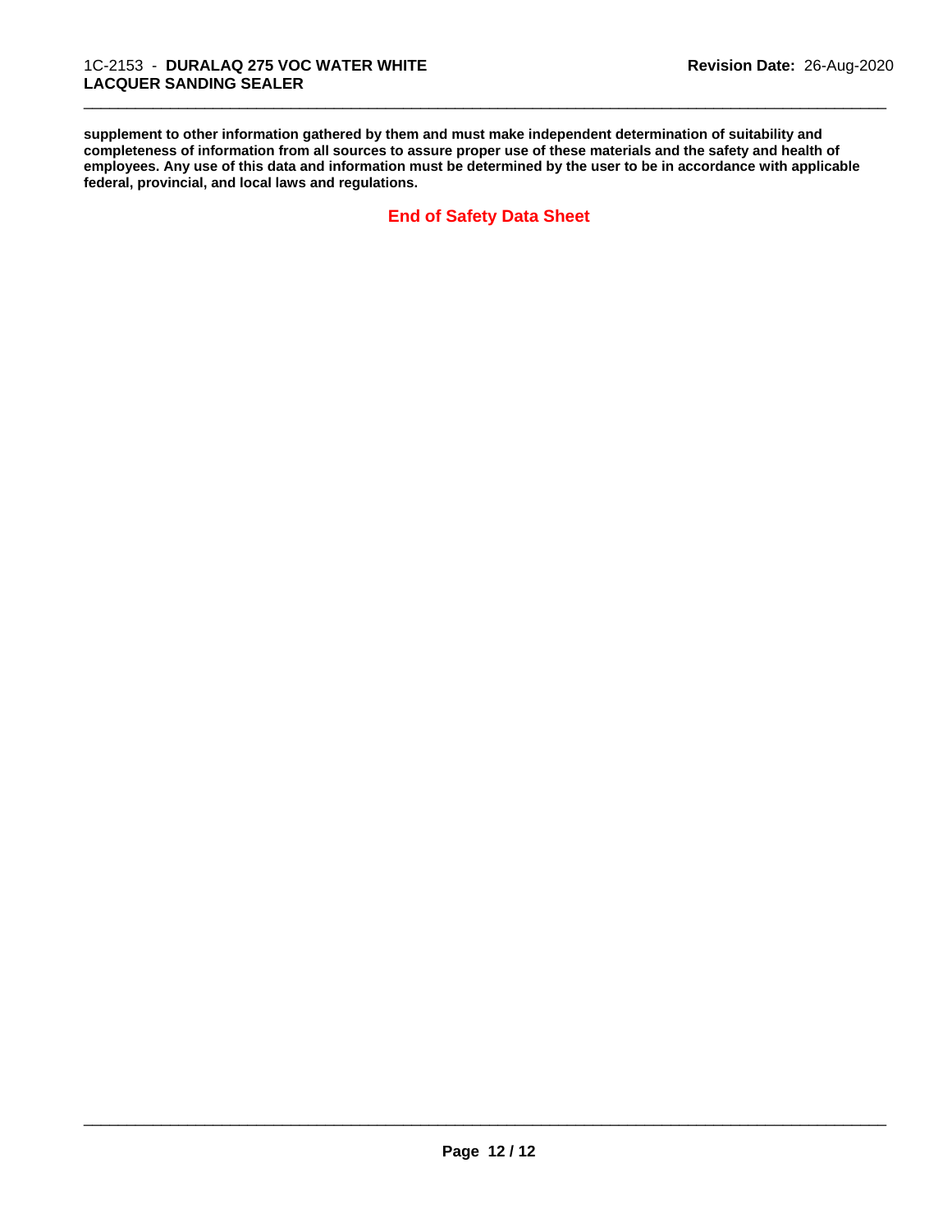**supplement to other information gathered by them and must make independent determination of suitability and completeness of information from all sources to assure proper use of these materials and the safety and health of employees. Any use of this data and information must be determined by the user to be in accordance with applicable federal, provincial, and local laws and regulations.**

**End of Safety Data Sheet**